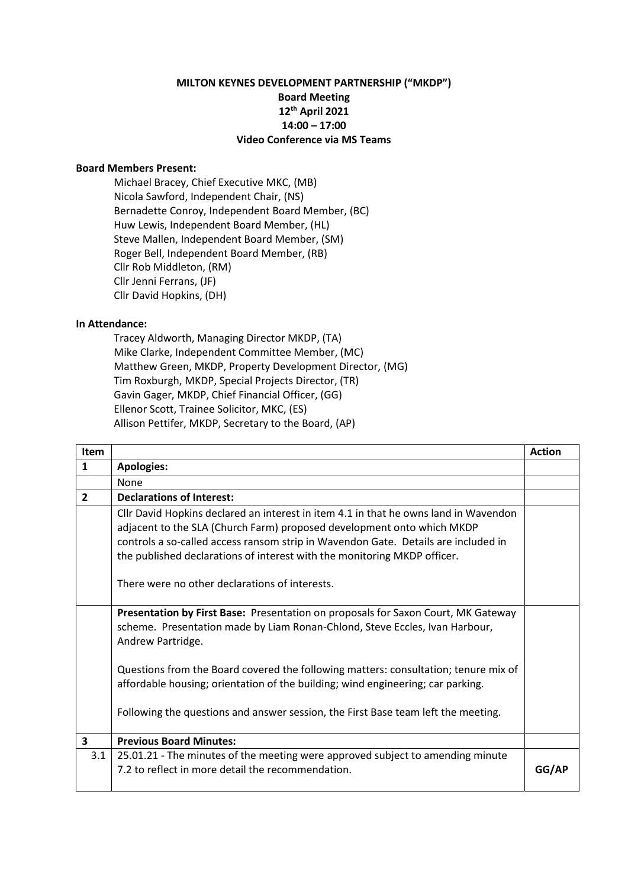**MILTON KEYNES DEVELOPMENT PARTNERSHIP ("MKDP")**
**Board Meeting**
**12th April 2021**
**14:00 – 17:00**
**Video Conference via MS Teams**

**Board Members Present:**

Michael Bracey, Chief Executive MKC, (MB)
Nicola Sawford, Independent Chair, (NS)
Bernadette Conroy, Independent Board Member, (BC)
Huw Lewis, Independent Board Member, (HL)
Steve Mallen, Independent Board Member, (SM)
Roger Bell, Independent Board Member, (RB)
Cllr Rob Middleton, (RM)
Cllr Jenni Ferrans, (JF)
Cllr David Hopkins, (DH)

**In Attendance:**

Tracey Aldworth, Managing Director MKDP, (TA)
Mike Clarke, Independent Committee Member, (MC)
Matthew Green, MKDP, Property Development Director, (MG)
Tim Roxburgh, MKDP, Special Projects Director, (TR)
Gavin Gager, MKDP, Chief Financial Officer, (GG)
Ellenor Scott, Trainee Solicitor, MKC, (ES)
Allison Pettifer, MKDP, Secretary to the Board, (AP)

| Item | | Action |
|---|---|---|
| **1** | **Apologies:** | |
| | None | |
| **2** | **Declarations of Interest:** | |
| | Cllr David Hopkins declared an interest in item 4.1 in that he owns land in Wavendon adjacent to the SLA (Church Farm) proposed development onto which MKDP controls a so-called access ransom strip in Wavendon Gate. Details are included in the published declarations of interest with the monitoring MKDP officer.<br><br>There were no other declarations of interests. | |
| | **Presentation by First Base:** Presentation on proposals for Saxon Court, MK Gateway scheme. Presentation made by Liam Ronan-Chlond, Steve Eccles, Ivan Harbour, Andrew Partridge.<br><br>Questions from the Board covered the following matters: consultation; tenure mix of affordable housing; orientation of the building; wind engineering; car parking.<br><br>Following the questions and answer session, the First Base team left the meeting. | |
| **3** | **Previous Board Minutes:** | |
| 3.1 | 25.01.21 - The minutes of the meeting were approved subject to amending minute 7.2 to reflect in more detail the recommendation. | **GG/AP** |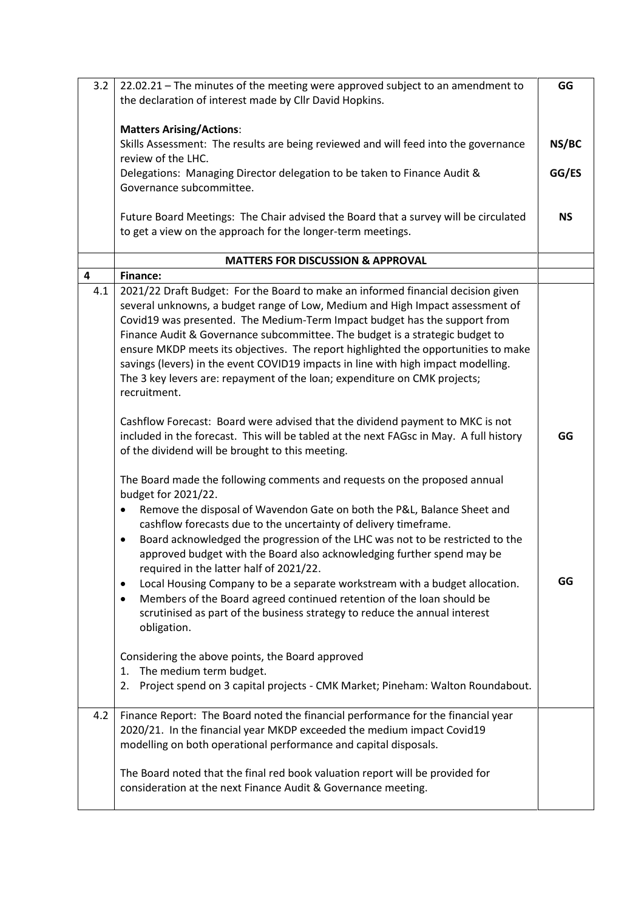| | | |
|---|---|---|
| 3.2 | 22.02.21 – The minutes of the meeting were approved subject to an amendment to the declaration of interest made by Cllr David Hopkins.<br><br>**Matters Arising/Actions**:<br>Skills Assessment: The results are being reviewed and will feed into the governance review of the LHC.<br>Delegations: Managing Director delegation to be taken to Finance Audit & Governance subcommittee.<br><br>Future Board Meetings: The Chair advised the Board that a survey will be circulated to get a view on the approach for the longer-term meetings. | **GG**<br><br><br>**NS/BC**<br><br>**GG/ES**<br><br><br>**NS** |
| | **MATTERS FOR DISCUSSION & APPROVAL** | |
| **4** | **Finance:** | |
| 4.1 | 2021/22 Draft Budget: For the Board to make an informed financial decision given several unknowns, a budget range of Low, Medium and High Impact assessment of Covid19 was presented. The Medium-Term Impact budget has the support from Finance Audit & Governance subcommittee. The budget is a strategic budget to ensure MKDP meets its objectives. The report highlighted the opportunities to make savings (levers) in the event COVID19 impacts in line with high impact modelling. The 3 key levers are: repayment of the loan; expenditure on CMK projects; recruitment.<br><br>Cashflow Forecast: Board were advised that the dividend payment to MKC is not included in the forecast. This will be tabled at the next FAGsc in May. A full history of the dividend will be brought to this meeting.<br><br>The Board made the following comments and requests on the proposed annual budget for 2021/22.<br>• Remove the disposal of Wavendon Gate on both the P&L, Balance Sheet and cashflow forecasts due to the uncertainty of delivery timeframe.<br>• Board acknowledged the progression of the LHC was not to be restricted to the approved budget with the Board also acknowledging further spend may be required in the latter half of 2021/22.<br>• Local Housing Company to be a separate workstream with a budget allocation.<br>• Members of the Board agreed continued retention of the loan should be scrutinised as part of the business strategy to reduce the annual interest obligation.<br><br>Considering the above points, the Board approved<br>1. The medium term budget.<br>2. Project spend on 3 capital projects - CMK Market; Pineham: Walton Roundabout. | <br><br><br><br><br><br><br><br><br><br>**GG**<br><br><br><br><br><br><br><br><br>**GG** |
| 4.2 | Finance Report: The Board noted the financial performance for the financial year 2020/21. In the financial year MKDP exceeded the medium impact Covid19 modelling on both operational performance and capital disposals.<br><br>The Board noted that the final red book valuation report will be provided for consideration at the next Finance Audit & Governance meeting. | |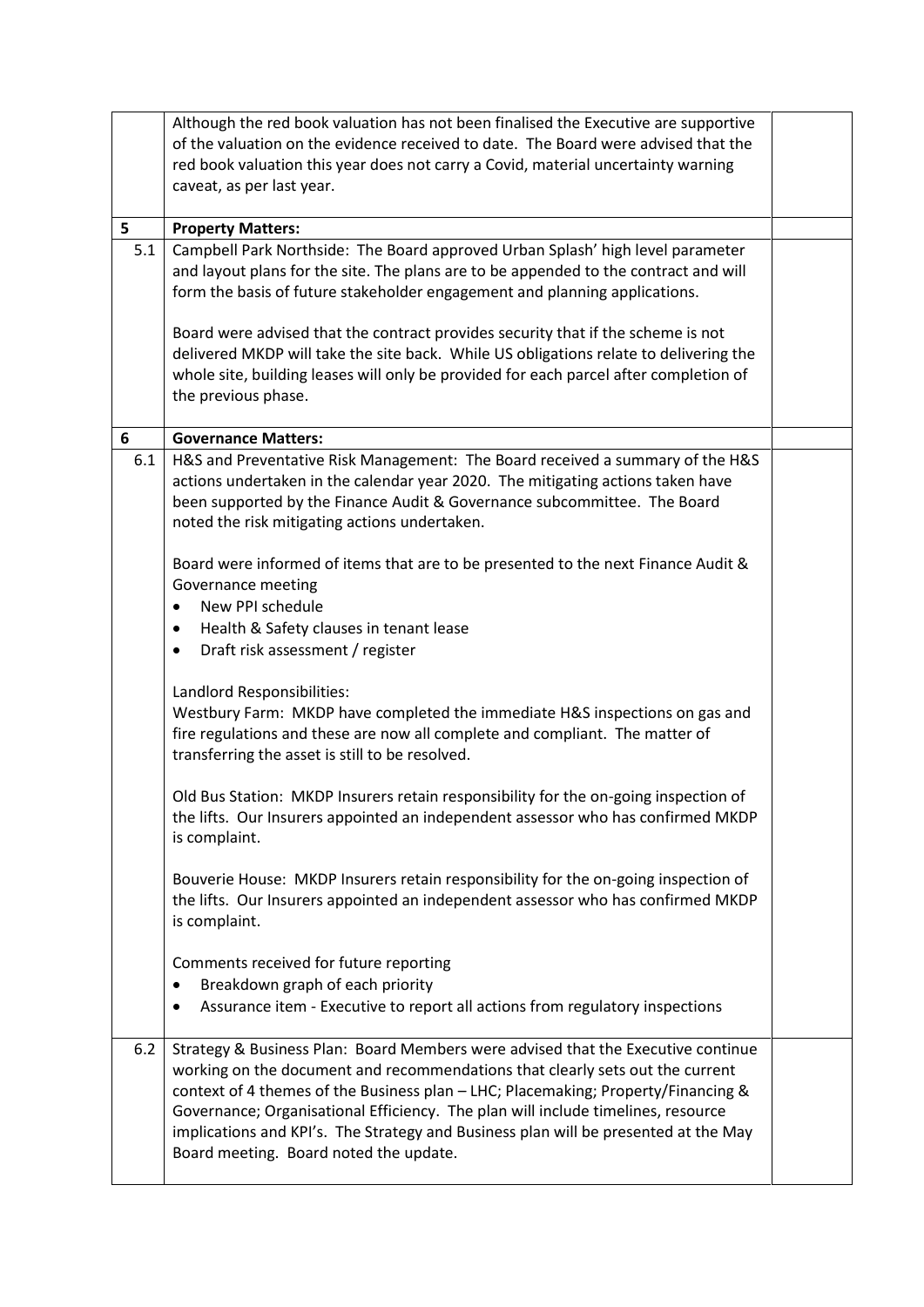| | | |
|---|---|---|
| | Although the red book valuation has not been finalised the Executive are supportive of the valuation on the evidence received to date. The Board were advised that the red book valuation this year does not carry a Covid, material uncertainty warning caveat, as per last year. | |
| **5** | **Property Matters:** | |
| 5.1 | Campbell Park Northside: The Board approved Urban Splash' high level parameter and layout plans for the site. The plans are to be appended to the contract and will form the basis of future stakeholder engagement and planning applications.<br><br>Board were advised that the contract provides security that if the scheme is not delivered MKDP will take the site back. While US obligations relate to delivering the whole site, building leases will only be provided for each parcel after completion of the previous phase. | |
| **6** | **Governance Matters:** | |
| 6.1 | H&S and Preventative Risk Management: The Board received a summary of the H&S actions undertaken in the calendar year 2020. The mitigating actions taken have been supported by the Finance Audit & Governance subcommittee. The Board noted the risk mitigating actions undertaken.<br><br>Board were informed of items that are to be presented to the next Finance Audit & Governance meeting<br>• New PPI schedule<br>• Health & Safety clauses in tenant lease<br>• Draft risk assessment / register<br><br>Landlord Responsibilities:<br>Westbury Farm: MKDP have completed the immediate H&S inspections on gas and fire regulations and these are now all complete and compliant. The matter of transferring the asset is still to be resolved.<br><br>Old Bus Station: MKDP Insurers retain responsibility for the on-going inspection of the lifts. Our Insurers appointed an independent assessor who has confirmed MKDP is complaint.<br><br>Bouverie House: MKDP Insurers retain responsibility for the on-going inspection of the lifts. Our Insurers appointed an independent assessor who has confirmed MKDP is complaint.<br><br>Comments received for future reporting<br>• Breakdown graph of each priority<br>• Assurance item - Executive to report all actions from regulatory inspections | |
| 6.2 | Strategy & Business Plan: Board Members were advised that the Executive continue working on the document and recommendations that clearly sets out the current context of 4 themes of the Business plan – LHC; Placemaking; Property/Financing & Governance; Organisational Efficiency. The plan will include timelines, resource implications and KPI's. The Strategy and Business plan will be presented at the May Board meeting. Board noted the update. | |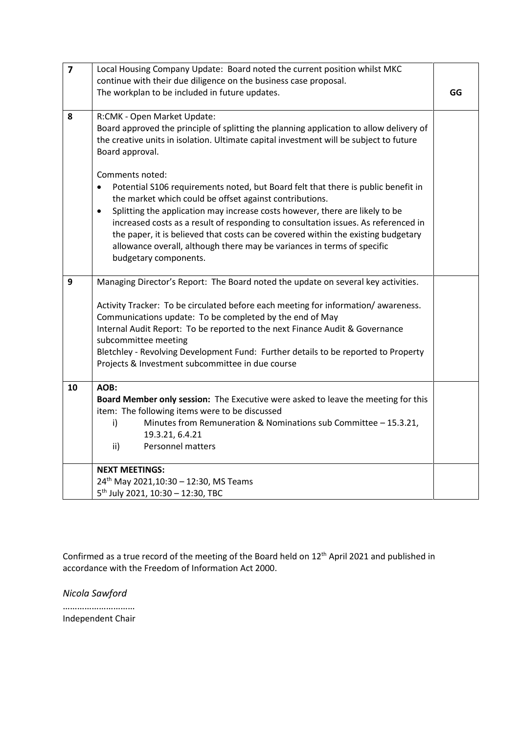| | | |
|---|---|---|
| **7** | Local Housing Company Update: Board noted the current position whilst MKC continue with their due diligence on the business case proposal.<br>The workplan to be included in future updates. | **GG** |
| **8** | R:CMK - Open Market Update:<br>Board approved the principle of splitting the planning application to allow delivery of the creative units in isolation. Ultimate capital investment will be subject to future Board approval.<br><br>Comments noted:<br>• Potential S106 requirements noted, but Board felt that there is public benefit in the market which could be offset against contributions.<br>• Splitting the application may increase costs however, there are likely to be increased costs as a result of responding to consultation issues. As referenced in the paper, it is believed that costs can be covered within the existing budgetary allowance overall, although there may be variances in terms of specific budgetary components. | |
| **9** | Managing Director's Report: The Board noted the update on several key activities.<br><br>Activity Tracker: To be circulated before each meeting for information/ awareness.<br>Communications update: To be completed by the end of May<br>Internal Audit Report: To be reported to the next Finance Audit & Governance subcommittee meeting<br>Bletchley - Revolving Development Fund: Further details to be reported to Property Projects & Investment subcommittee in due course | |
| **10** | **AOB:**<br>**Board Member only session:** The Executive were asked to leave the meeting for this item: The following items were to be discussed<br>i) Minutes from Remuneration & Nominations sub Committee – 15.3.21, 19.3.21, 6.4.21<br>ii) Personnel matters | |
| | **NEXT MEETINGS:**<br>24th May 2021,10:30 – 12:30, MS Teams<br>5th July 2021, 10:30 – 12:30, TBC | |

Confirmed as a true record of the meeting of the Board held on 12th April 2021 and published in accordance with the Freedom of Information Act 2000.

*Nicola Sawford*

…………………………

Independent Chair